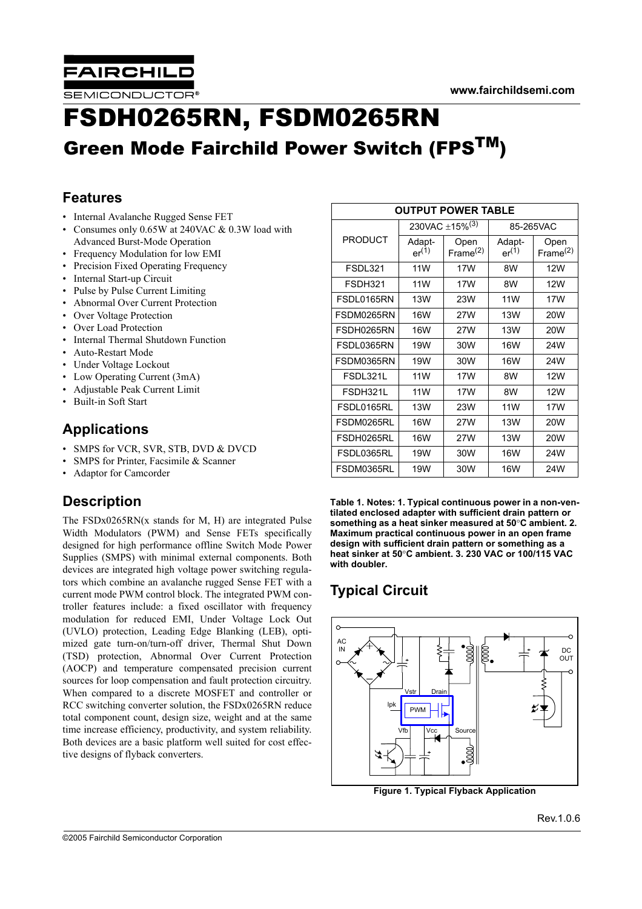FAIRCHILD SEMICONDUCTOR®

www.fairchildsemi.com

# FSDH0265RN, FSDM0265RN

## Green Mode Fairchild Power Switch (FPS™)

## Features

- Internal Avalanche Rugged Sense FET
- Consumes only 0.65W at 240VAC & 0.3W load with Advanced Burst-Mode Operation
- Frequency Modulation for low EMI
- Precision Fixed Operating Frequency
- Internal Start-up Circuit
- Pulse by Pulse Current Limiting
- Abnormal Over Current Protection
- Over Voltage Protection
- Over Load Protection
- Internal Thermal Shutdown Function
- Auto-Restart Mode
- Under Voltage Lockout
- Low Operating Current (3mA)
- Adjustable Peak Current Limit
- Built-in Soft Start

## Applications

- SMPS for VCR, SVR, STB, DVD & DVCD
- SMPS for Printer, Facsimile & Scanner
- Adaptor for Camcorder

## Description

The FSDx0265RN(x stands for M, H) are integrated Pulse Width Modulators (PWM) and Sense FETs specifically designed for high performance offline Switch Mode Power Supplies (SMPS) with minimal external components. Both devices are integrated high voltage power switching regulators which combine an avalanche rugged Sense FET with a current mode PWM control block. The integrated PWM controller features include: a fixed oscillator with frequency modulation for reduced EMI, Under Voltage Lock Out (UVLO) protection, Leading Edge Blanking (LEB), optimized gate turn-on/turn-off driver, Thermal Shut Down (TSD) protection, Abnormal Over Current Protection (AOCP) and temperature compensated precision current sources for loop compensation and fault protection circuitry. When compared to a discrete MOSFET and controller or RCC switching converter solution, the FSDx0265RN reduce total component count, design size, weight and at the same time increase efficiency, productivity, and system reliability. Both devices are a basic platform well suited for cost effective designs of flyback converters.

**OUTPUT POWER TABLE**

| PRODUCT | 230VAC ±15%[3] | | 85-265VAC | |
|---|---|---|---|---|
| | Adapter[1] | Open Frame[2] | Adapter[1] | Open Frame[2] |
| FSDL321 | 11W | 17W | 8W | 12W |
| FSDH321 | 11W | 17W | 8W | 12W |
| FSDL0165RN | 13W | 23W | 11W | 17W |
| FSDM0265RN | 16W | 27W | 13W | 20W |
| FSDH0265RN | 16W | 27W | 13W | 20W |
| FSDL0365RN | 19W | 30W | 16W | 24W |
| FSDM0365RN | 19W | 30W | 16W | 24W |
| FSDL321L | 11W | 17W | 8W | 12W |
| FSDH321L | 11W | 17W | 8W | 12W |
| FSDL0165RL | 13W | 23W | 11W | 17W |
| FSDM0265RL | 16W | 27W | 13W | 20W |
| FSDH0265RL | 16W | 27W | 13W | 20W |
| FSDL0365RL | 19W | 30W | 16W | 24W |
| FSDM0365RL | 19W | 30W | 16W | 24W |

**Table 1. Notes: 1. Typical continuous power in a non-ventilated enclosed adapter with sufficient drain pattern or something as a heat sinker measured at 50°C ambient. 2. Maximum practical continuous power in an open frame design with sufficient drain pattern or something as a heat sinker at 50°C ambient. 3. 230 VAC or 100/115 VAC with doubler.**

## Typical Circuit

**Figure 1. Typical Flyback Application**

Rev.1.0.6

©2005 Fairchild Semiconductor Corporation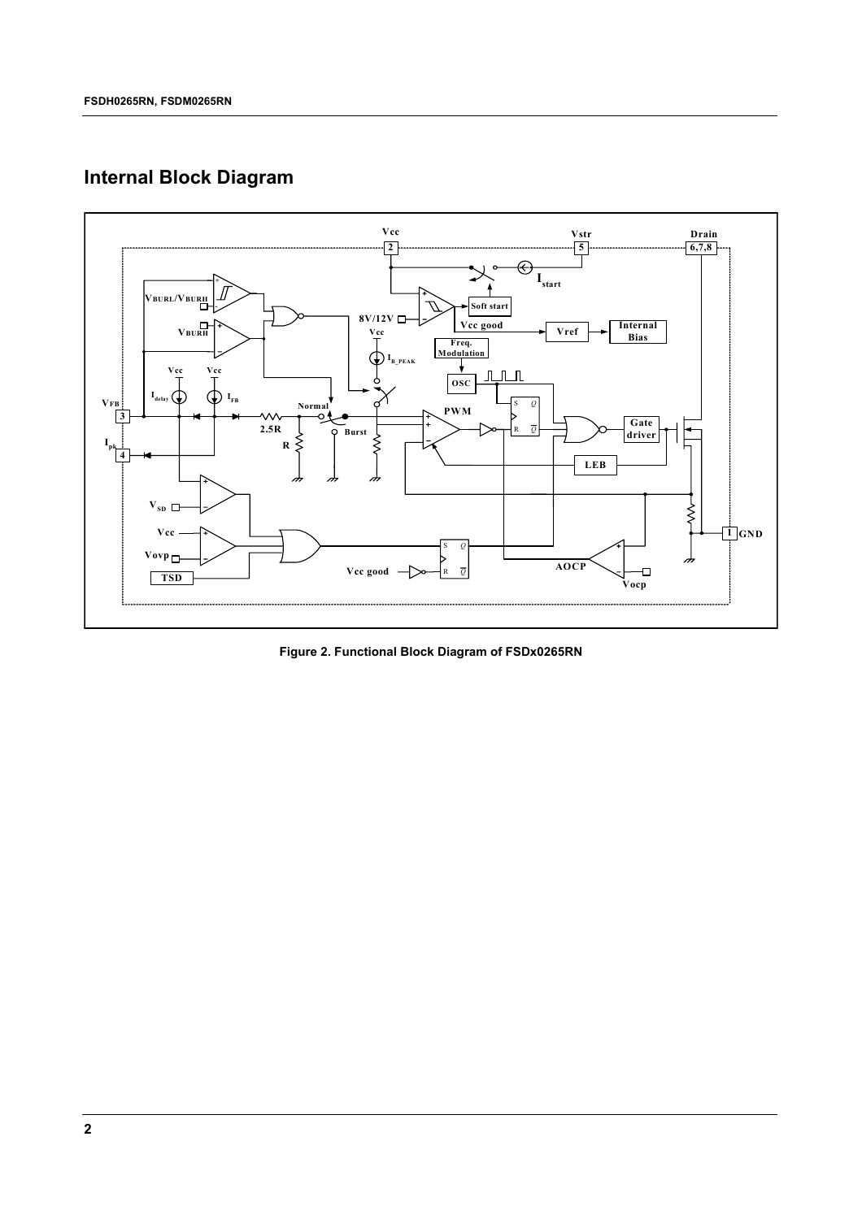## Internal Block Diagram

Figure 2. Functional Block Diagram of FSDx0265RN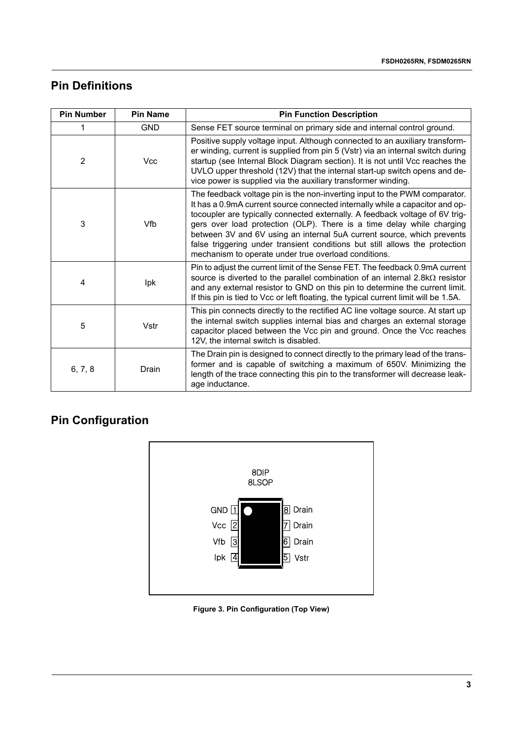## Pin Definitions

| Pin Number | Pin Name | Pin Function Description |
|---|---|---|
| 1 | GND | Sense FET source terminal on primary side and internal control ground. |
| 2 | Vcc | Positive supply voltage input. Although connected to an auxiliary transformer winding, current is supplied from pin 5 (Vstr) via an internal switch during startup (see Internal Block Diagram section). It is not until Vcc reaches the UVLO upper threshold (12V) that the internal start-up switch opens and device power is supplied via the auxiliary transformer winding. |
| 3 | Vfb | The feedback voltage pin is the non-inverting input to the PWM comparator. It has a 0.9mA current source connected internally while a capacitor and optocoupler are typically connected externally. A feedback voltage of 6V triggers over load protection (OLP). There is a time delay while charging between 3V and 6V using an internal 5uA current source, which prevents false triggering under transient conditions but still allows the protection mechanism to operate under true overload conditions. |
| 4 | Ipk | Pin to adjust the current limit of the Sense FET. The feedback 0.9mA current source is diverted to the parallel combination of an internal 2.8kΩ resistor and any external resistor to GND on this pin to determine the current limit. If this pin is tied to Vcc or left floating, the typical current limit will be 1.5A. |
| 5 | Vstr | This pin connects directly to the rectified AC line voltage source. At start up the internal switch supplies internal bias and charges an external storage capacitor placed between the Vcc pin and ground. Once the Vcc reaches 12V, the internal switch is disabled. |
| 6, 7, 8 | Drain | The Drain pin is designed to connect directly to the primary lead of the transformer and is capable of switching a maximum of 650V. Minimizing the length of the trace connecting this pin to the transformer will decrease leakage inductance. |

## Pin Configuration

8DIP
8LSOP

| Pin | Name | Pin | Name |
|---|---|---|---|
| 1 | GND | 8 | Drain |
| 2 | Vcc | 7 | Drain |
| 3 | Vfb | 6 | Drain |
| 4 | Ipk | 5 | Vstr |

**Figure 3. Pin Configuration (Top View)**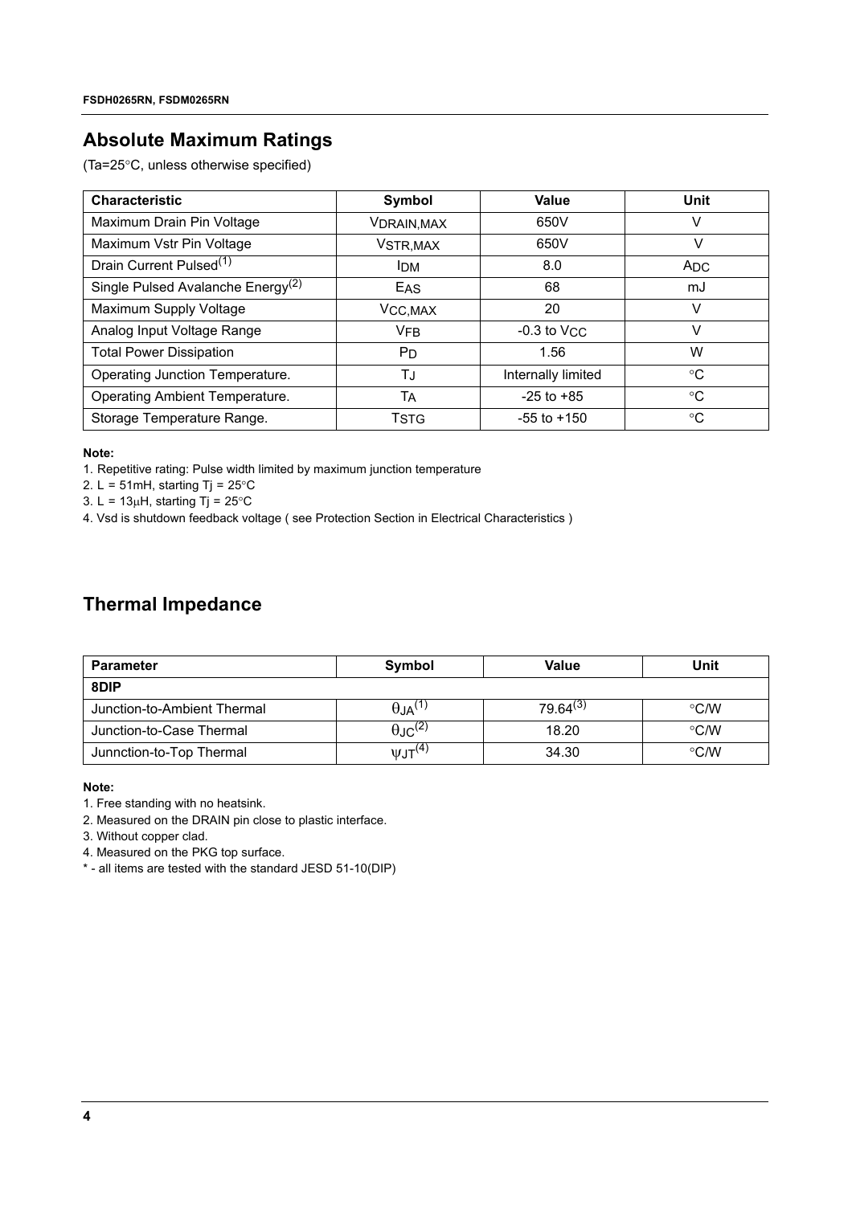## Absolute Maximum Ratings

(Ta=25°C, unless otherwise specified)

| Characteristic | Symbol | Value | Unit |
|---|---|---|---|
| Maximum Drain Pin Voltage | $V_{DRAIN,MAX}$ | 650V | V |
| Maximum Vstr Pin Voltage | $V_{STR,MAX}$ | 650V | V |
| Drain Current Pulsed[1] | $I_{DM}$ | 8.0 | $A_{DC}$ |
| Single Pulsed Avalanche Energy[2] | $E_{AS}$ | 68 | mJ |
| Maximum Supply Voltage | $V_{CC,MAX}$ | 20 | V |
| Analog Input Voltage Range | $V_{FB}$ | -0.3 to $V_{CC}$ | V |
| Total Power Dissipation | $P_D$ | 1.56 | W |
| Operating Junction Temperature. | $T_J$ | Internally limited | °C |
| Operating Ambient Temperature. | $T_A$ | -25 to +85 | °C |
| Storage Temperature Range. | $T_{STG}$ | -55 to +150 | °C |

**Note:**

1. Repetitive rating: Pulse width limited by maximum junction temperature
2. L = 51mH, starting Tj = 25°C
3. L = 13μH, starting Tj = 25°C
4. Vsd is shutdown feedback voltage ( see Protection Section in Electrical Characteristics )

## Thermal Impedance

| Parameter | Symbol | Value | Unit |
|---|---|---|---|
| **8DIP** | | | |
| Junction-to-Ambient Thermal | $\theta_{JA}$[1] | 79.64[3] | °C/W |
| Junction-to-Case Thermal | $\theta_{JC}$[2] | 18.20 | °C/W |
| Junnction-to-Top Thermal | $\psi_{JT}$[4] | 34.30 | °C/W |

**Note:**

1. Free standing with no heatsink.
2. Measured on the DRAIN pin close to plastic interface.
3. Without copper clad.
4. Measured on the PKG top surface.

\* - all items are tested with the standard JESD 51-10(DIP)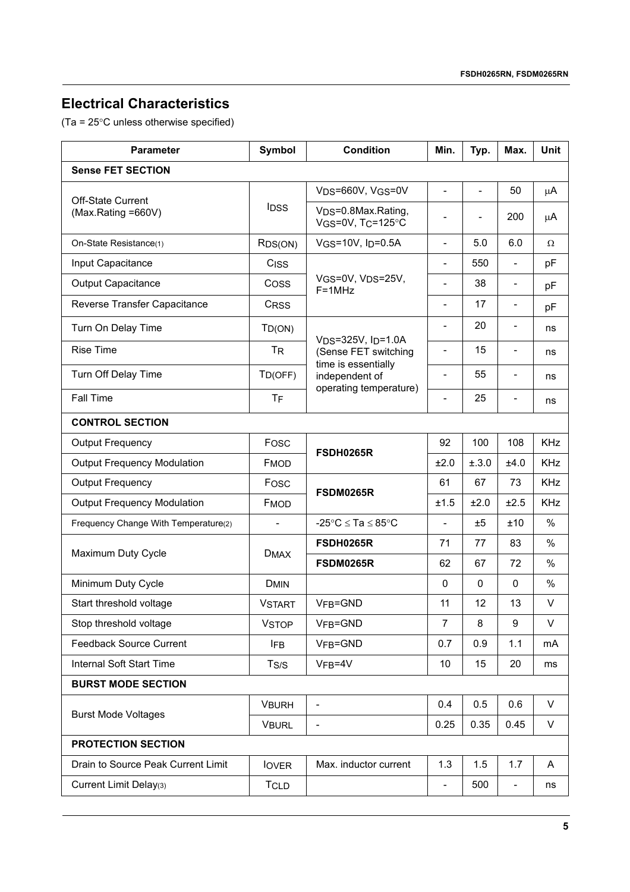## Electrical Characteristics

(Ta = 25°C unless otherwise specified)

| Parameter | Symbol | Condition | Min. | Typ. | Max. | Unit |
|---|---|---|---|---|---|---|
| **Sense FET SECTION** | | | | | | |
| Off-State Current (Max.Rating =660V) | $I_{DSS}$ | $V_{DS}$=660V, $V_{GS}$=0V | - | - | 50 | μA |
| | | $V_{DS}$=0.8Max.Rating, $V_{GS}$=0V, $T_C$=125°C | - | - | 200 | μA |
| On-State Resistance(1) | $R_{DS(ON)}$ | $V_{GS}$=10V, $I_D$=0.5A | - | 5.0 | 6.0 | Ω |
| Input Capacitance | $C_{ISS}$ | $V_{GS}$=0V, $V_{DS}$=25V, F=1MHz | - | 550 | - | pF |
| Output Capacitance | $C_{OSS}$ | | - | 38 | - | pF |
| Reverse Transfer Capacitance | $C_{RSS}$ | | - | 17 | - | pF |
| Turn On Delay Time | $T_{D(ON)}$ | $V_{DS}$=325V, $I_D$=1.0A (Sense FET switching time is essentially independent of operating temperature) | - | 20 | - | ns |
| Rise Time | $T_R$ | | - | 15 | - | ns |
| Turn Off Delay Time | $T_{D(OFF)}$ | | - | 55 | - | ns |
| Fall Time | $T_F$ | | - | 25 | - | ns |
| **CONTROL SECTION** | | | | | | |
| Output Frequency | $F_{OSC}$ | **FSDH0265R** | 92 | 100 | 108 | KHz |
| Output Frequency Modulation | $F_{MOD}$ | | ±2.0 | ±.3.0 | ±4.0 | KHz |
| Output Frequency | $F_{OSC}$ | **FSDM0265R** | 61 | 67 | 73 | KHz |
| Output Frequency Modulation | $F_{MOD}$ | | ±1.5 | ±2.0 | ±2.5 | KHz |
| Frequency Change With Temperature(2) | - | -25°C ≤ Ta ≤ 85°C | - | ±5 | ±10 | % |
| Maximum Duty Cycle | $D_{MAX}$ | **FSDH0265R** | 71 | 77 | 83 | % |
| | | **FSDM0265R** | 62 | 67 | 72 | % |
| Minimum Duty Cycle | $D_{MIN}$ | | 0 | 0 | 0 | % |
| Start threshold voltage | $V_{START}$ | $V_{FB}$=GND | 11 | 12 | 13 | V |
| Stop threshold voltage | $V_{STOP}$ | $V_{FB}$=GND | 7 | 8 | 9 | V |
| Feedback Source Current | $I_{FB}$ | $V_{FB}$=GND | 0.7 | 0.9 | 1.1 | mA |
| Internal Soft Start Time | $T_{S/S}$ | $V_{FB}$=4V | 10 | 15 | 20 | ms |
| **BURST MODE SECTION** | | | | | | |
| Burst Mode Voltages | $V_{BURH}$ | - | 0.4 | 0.5 | 0.6 | V |
| | $V_{BURL}$ | - | 0.25 | 0.35 | 0.45 | V |
| **PROTECTION SECTION** | | | | | | |
| Drain to Source Peak Current Limit | $I_{OVER}$ | Max. inductor current | 1.3 | 1.5 | 1.7 | A |
| Current Limit Delay(3) | $T_{CLD}$ | | - | 500 | - | ns |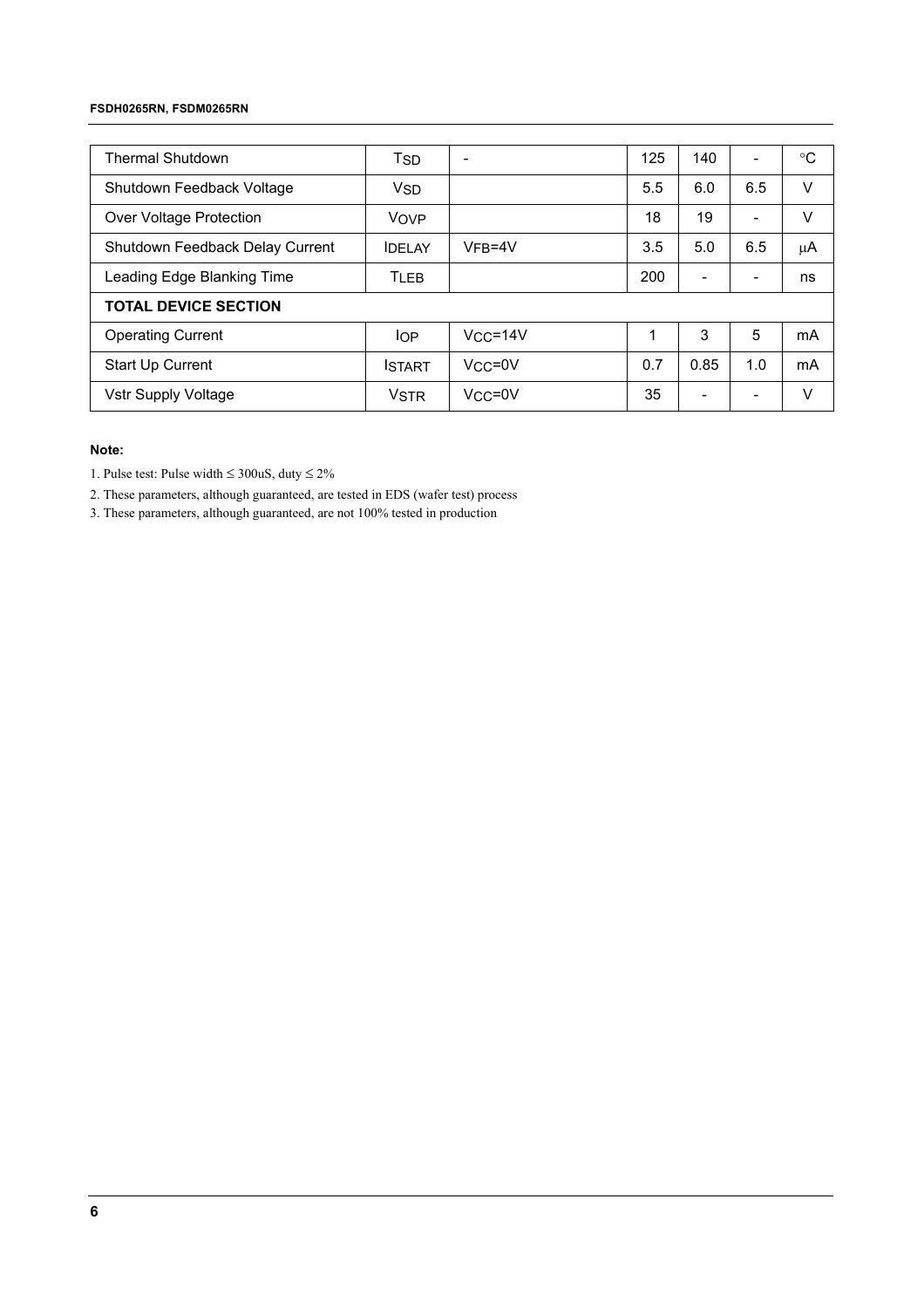| | | | | | | |
|---|---|---|---|---|---|---|
| Thermal Shutdown | $T_{SD}$ | - | 125 | 140 | - | °C |
| Shutdown Feedback Voltage | $V_{SD}$ | | 5.5 | 6.0 | 6.5 | V |
| Over Voltage Protection | $V_{OVP}$ | | 18 | 19 | - | V |
| Shutdown Feedback Delay Current | $I_{DELAY}$ | $V_{FB}$=4V | 3.5 | 5.0 | 6.5 | μA |
| Leading Edge Blanking Time | $T_{LEB}$ | | 200 | - | - | ns |
| **TOTAL DEVICE SECTION** | | | | | | |
| Operating Current | $I_{OP}$ | $V_{CC}$=14V | 1 | 3 | 5 | mA |
| Start Up Current | $I_{START}$ | $V_{CC}$=0V | 0.7 | 0.85 | 1.0 | mA |
| Vstr Supply Voltage | $V_{STR}$ | $V_{CC}$=0V | 35 | - | - | V |

**Note:**

1. Pulse test: Pulse width ≤ 300uS, duty ≤ 2%
2. These parameters, although guaranteed, are tested in EDS (wafer test) process
3. These parameters, although guaranteed, are not 100% tested in production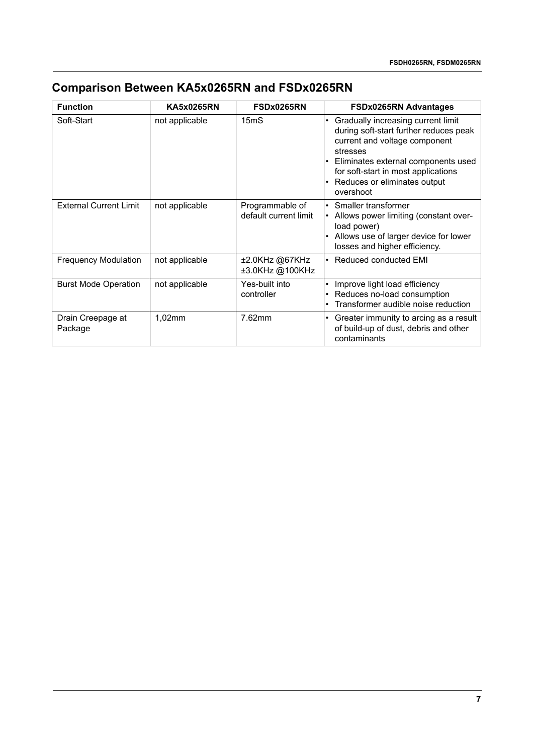## Comparison Between KA5x0265RN and FSDx0265RN

| Function | KA5x0265RN | FSDx0265RN | FSDx0265RN Advantages |
|---|---|---|---|
| Soft-Start | not applicable | 15mS | • Gradually increasing current limit during soft-start further reduces peak current and voltage component stresses<br>• Eliminates external components used for soft-start in most applications<br>• Reduces or eliminates output overshoot |
| External Current Limit | not applicable | Programmable of default current limit | • Smaller transformer<br>• Allows power limiting (constant over-load power)<br>• Allows use of larger device for lower losses and higher efficiency. |
| Frequency Modulation | not applicable | ±2.0KHz @67KHz<br>±3.0KHz @100KHz | • Reduced conducted EMI |
| Burst Mode Operation | not applicable | Yes-built into controller | • Improve light load efficiency<br>• Reduces no-load consumption<br>• Transformer audible noise reduction |
| Drain Creepage at Package | 1,02mm | 7.62mm | • Greater immunity to arcing as a result of build-up of dust, debris and other contaminants |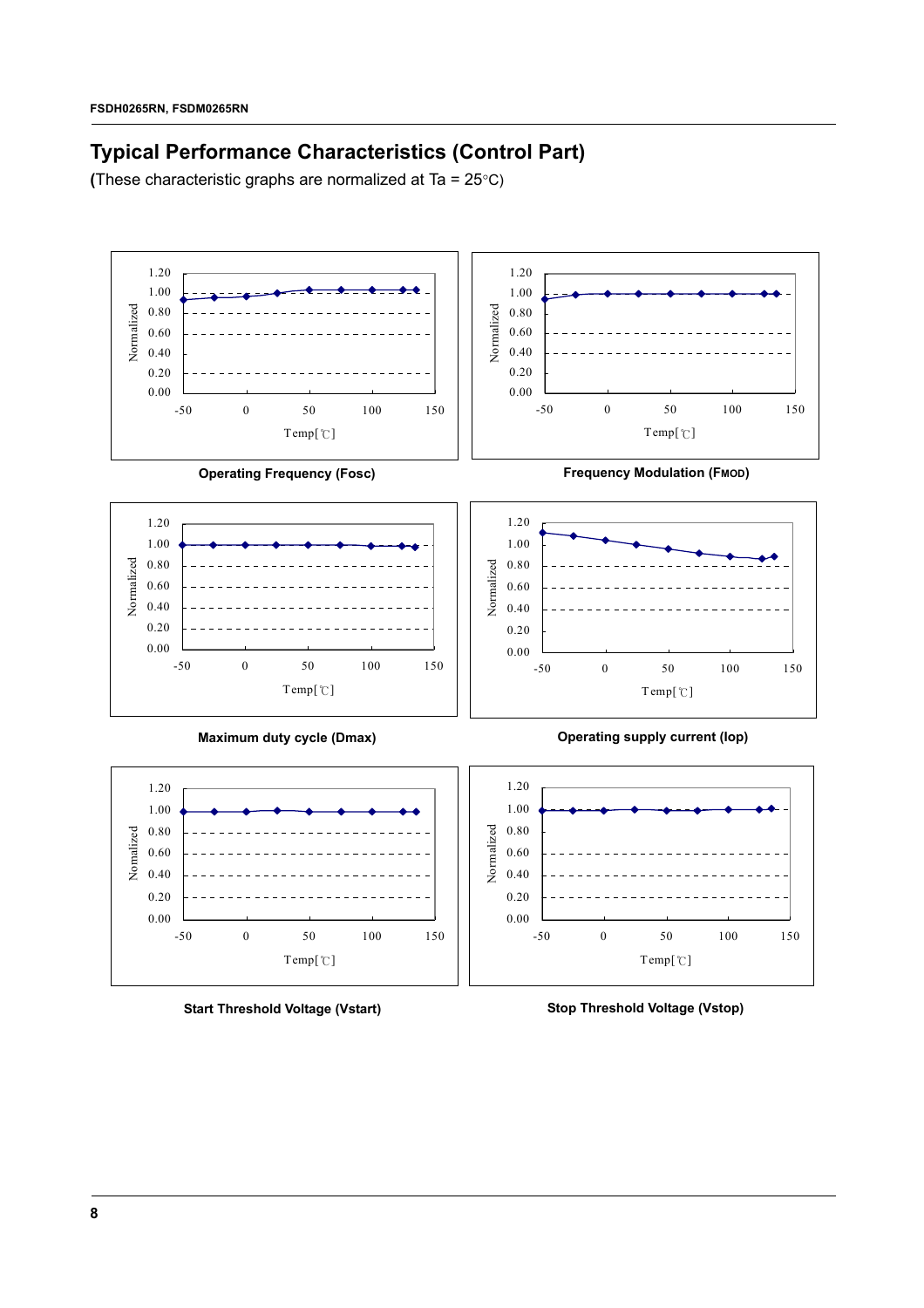## Typical Performance Characteristics (Control Part)

**(**These characteristic graphs are normalized at Ta = 25°C)

**Operating Frequency (Fosc)**

**Frequency Modulation (FMOD)**

**Maximum duty cycle (Dmax)**

**Operating supply current (Iop)**

**Start Threshold Voltage (Vstart)**

**Stop Threshold Voltage (Vstop)**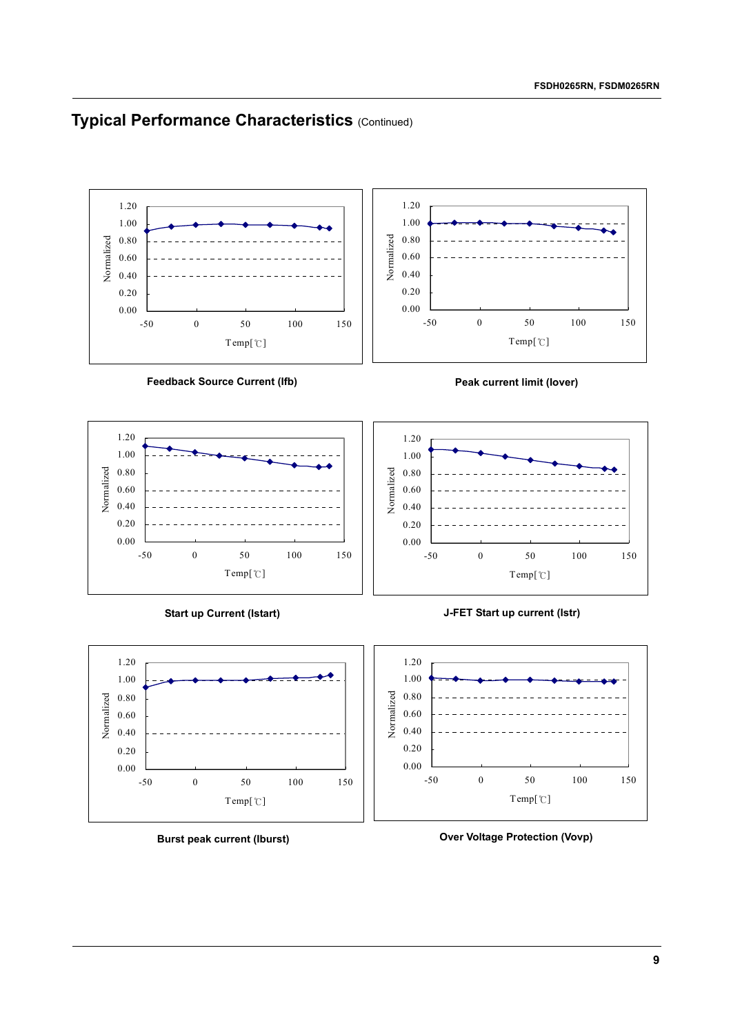## Typical Performance Characteristics (Continued)

Feedback Source Current (Ifb)

Peak current limit (Iover)

Start up Current (Istart)

J-FET Start up current (Istr)

Burst peak current (Iburst)

Over Voltage Protection (Vovp)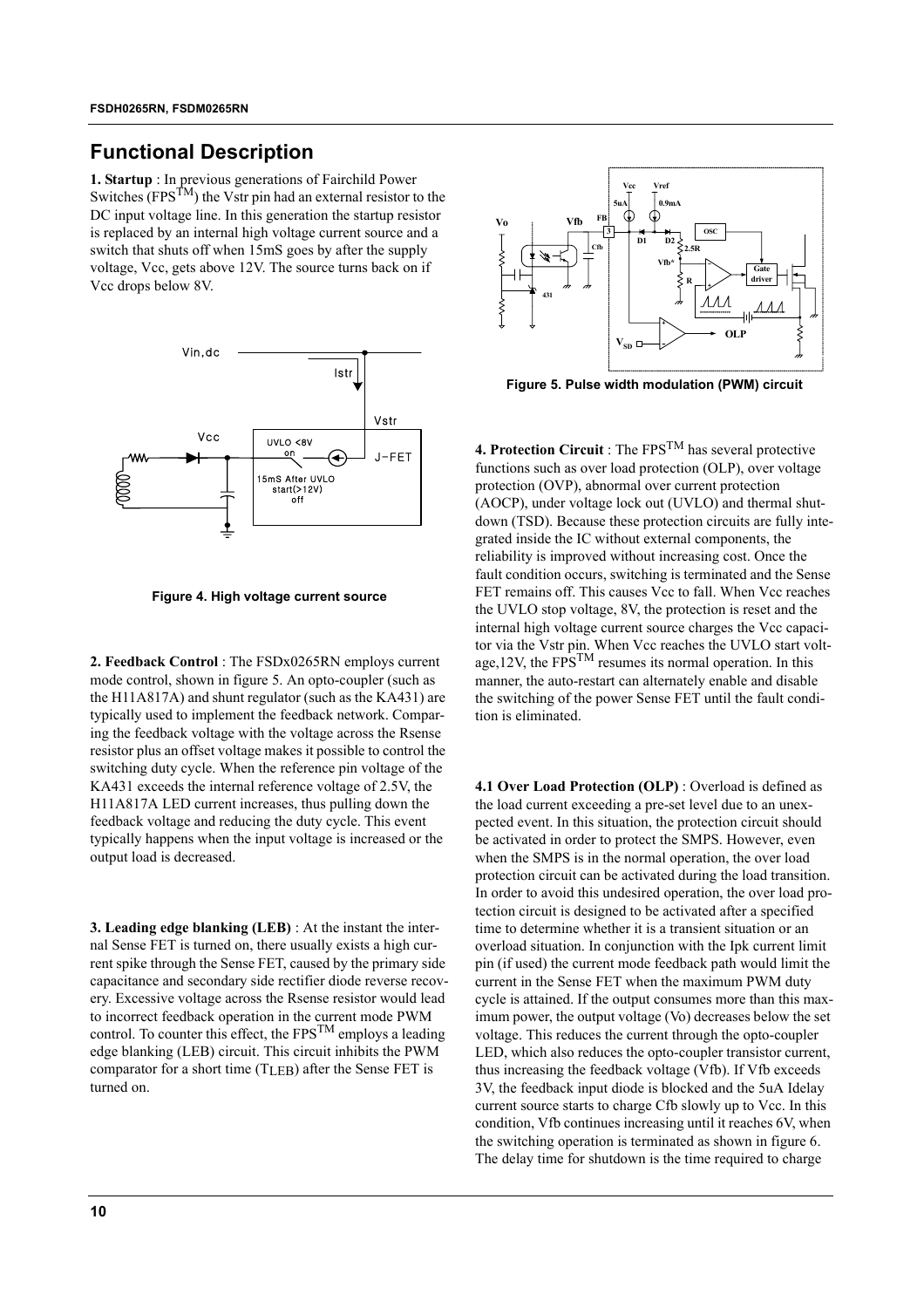## Functional Description

**1. Startup** : In previous generations of Fairchild Power Switches (FPS$^{TM}$) the Vstr pin had an external resistor to the DC input voltage line. In this generation the startup resistor is replaced by an internal high voltage current source and a switch that shuts off when 15mS goes by after the supply voltage, Vcc, gets above 12V. The source turns back on if Vcc drops below 8V.

Figure 4. High voltage current source

**2. Feedback Control** : The FSDx0265RN employs current mode control, shown in figure 5. An opto-coupler (such as the H11A817A) and shunt regulator (such as the KA431) are typically used to implement the feedback network. Comparing the feedback voltage with the voltage across the Rsense resistor plus an offset voltage makes it possible to control the switching duty cycle. When the reference pin voltage of the KA431 exceeds the internal reference voltage of 2.5V, the H11A817A LED current increases, thus pulling down the feedback voltage and reducing the duty cycle. This event typically happens when the input voltage is increased or the output load is decreased.

**3. Leading edge blanking (LEB)** : At the instant the internal Sense FET is turned on, there usually exists a high current spike through the Sense FET, caused by the primary side capacitance and secondary side rectifier diode reverse recovery. Excessive voltage across the Rsense resistor would lead to incorrect feedback operation in the current mode PWM control. To counter this effect, the FPS$^{TM}$ employs a leading edge blanking (LEB) circuit. This circuit inhibits the PWM comparator for a short time ($T_{LEB}$) after the Sense FET is turned on.

Figure 5. Pulse width modulation (PWM) circuit

**4. Protection Circuit** : The FPS$^{TM}$ has several protective functions such as over load protection (OLP), over voltage protection (OVP), abnormal over current protection (AOCP), under voltage lock out (UVLO) and thermal shutdown (TSD). Because these protection circuits are fully integrated inside the IC without external components, the reliability is improved without increasing cost. Once the fault condition occurs, switching is terminated and the Sense FET remains off. This causes Vcc to fall. When Vcc reaches the UVLO stop voltage, 8V, the protection is reset and the internal high voltage current source charges the Vcc capacitor via the Vstr pin. When Vcc reaches the UVLO start voltage,12V, the FPS$^{TM}$ resumes its normal operation. In this manner, the auto-restart can alternately enable and disable the switching of the power Sense FET until the fault condition is eliminated.

**4.1 Over Load Protection (OLP)** : Overload is defined as the load current exceeding a pre-set level due to an unexpected event. In this situation, the protection circuit should be activated in order to protect the SMPS. However, even when the SMPS is in the normal operation, the over load protection circuit can be activated during the load transition. In order to avoid this undesired operation, the over load protection circuit is designed to be activated after a specified time to determine whether it is a transient situation or an overload situation. In conjunction with the Ipk current limit pin (if used) the current mode feedback path would limit the current in the Sense FET when the maximum PWM duty cycle is attained. If the output consumes more than this maximum power, the output voltage (Vo) decreases below the set voltage. This reduces the current through the opto-coupler LED, which also reduces the opto-coupler transistor current, thus increasing the feedback voltage (Vfb). If Vfb exceeds 3V, the feedback input diode is blocked and the 5uA Idelay current source starts to charge Cfb slowly up to Vcc. In this condition, Vfb continues increasing until it reaches 6V, when the switching operation is terminated as shown in figure 6. The delay time for shutdown is the time required to charge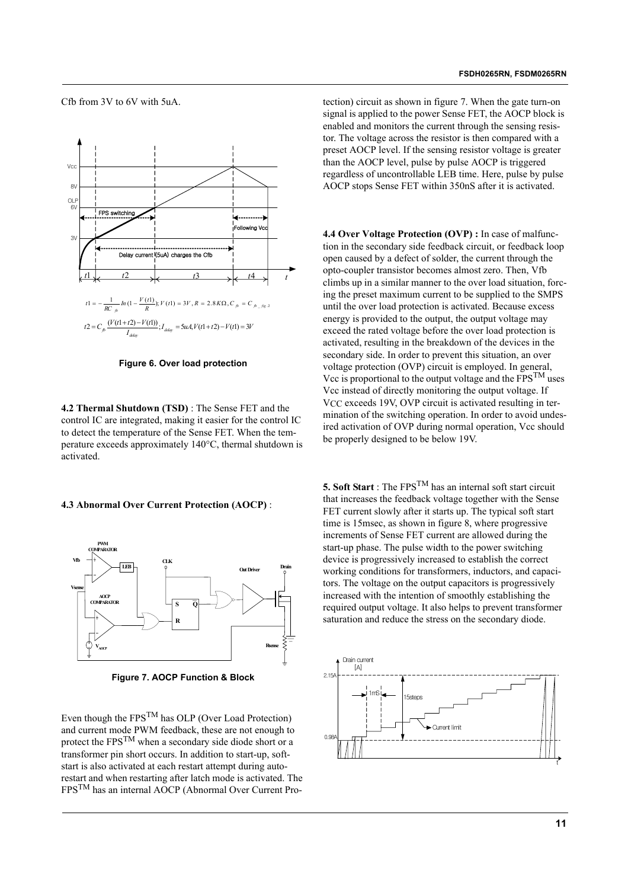Cfb from 3V to 6V with 5uA.

$$t1 = -\frac{1}{RC_{fb}} ln(1 - \frac{V(t1)}{R}); V(t1) = 3V, R = 2.8K\Omega, C_{fb} = C_{fb\_fig.2}$$

$$t2 = C_{fb} \frac{(V(t1+t2) - V(t1))}{I_{delay}}; I_{delay} = 5uA, V(t1+t2) - V(t1) = 3V$$

**Figure 6. Over load protection**

**4.2 Thermal Shutdown (TSD)** : The Sense FET and the control IC are integrated, making it easier for the control IC to detect the temperature of the Sense FET. When the temperature exceeds approximately 140°C, thermal shutdown is activated.

**4.3 Abnormal Over Current Protection (AOCP)** :

**Figure 7. AOCP Function & Block**

Even though the FPS[TM] has OLP (Over Load Protection) and current mode PWM feedback, these are not enough to protect the FPS[TM] when a secondary side diode short or a transformer pin short occurs. In addition to start-up, soft-start is also activated at each restart attempt during auto-restart and when restarting after latch mode is activated. The FPS[TM] has an internal AOCP (Abnormal Over Current Protection) circuit as shown in figure 7. When the gate turn-on signal is applied to the power Sense FET, the AOCP block is enabled and monitors the current through the sensing resistor. The voltage across the resistor is then compared with a preset AOCP level. If the sensing resistor voltage is greater than the AOCP level, pulse by pulse AOCP is triggered regardless of uncontrollable LEB time. Here, pulse by pulse AOCP stops Sense FET within 350nS after it is activated.

**4.4 Over Voltage Protection (OVP) :** In case of malfunction in the secondary side feedback circuit, or feedback loop open caused by a defect of solder, the current through the opto-coupler transistor becomes almost zero. Then, Vfb climbs up in a similar manner to the over load situation, forcing the preset maximum current to be supplied to the SMPS until the over load protection is activated. Because excess energy is provided to the output, the output voltage may exceed the rated voltage before the over load protection is activated, resulting in the breakdown of the devices in the secondary side. In order to prevent this situation, an over voltage protection (OVP) circuit is employed. In general, Vcc is proportional to the output voltage and the FPS[TM] uses Vcc instead of directly monitoring the output voltage. If $V_{CC}$ exceeds 19V, OVP circuit is activated resulting in termination of the switching operation. In order to avoid undesired activation of OVP during normal operation, Vcc should be properly designed to be below 19V.

**5. Soft Start** : The FPS[TM] has an internal soft start circuit that increases the feedback voltage together with the Sense FET current slowly after it starts up. The typical soft start time is 15msec, as shown in figure 8, where progressive increments of Sense FET current are allowed during the start-up phase. The pulse width to the power switching device is progressively increased to establish the correct working conditions for transformers, inductors, and capacitors. The voltage on the output capacitors is progressively increased with the intention of smoothly establishing the required output voltage. It also helps to prevent transformer saturation and reduce the stress on the secondary diode.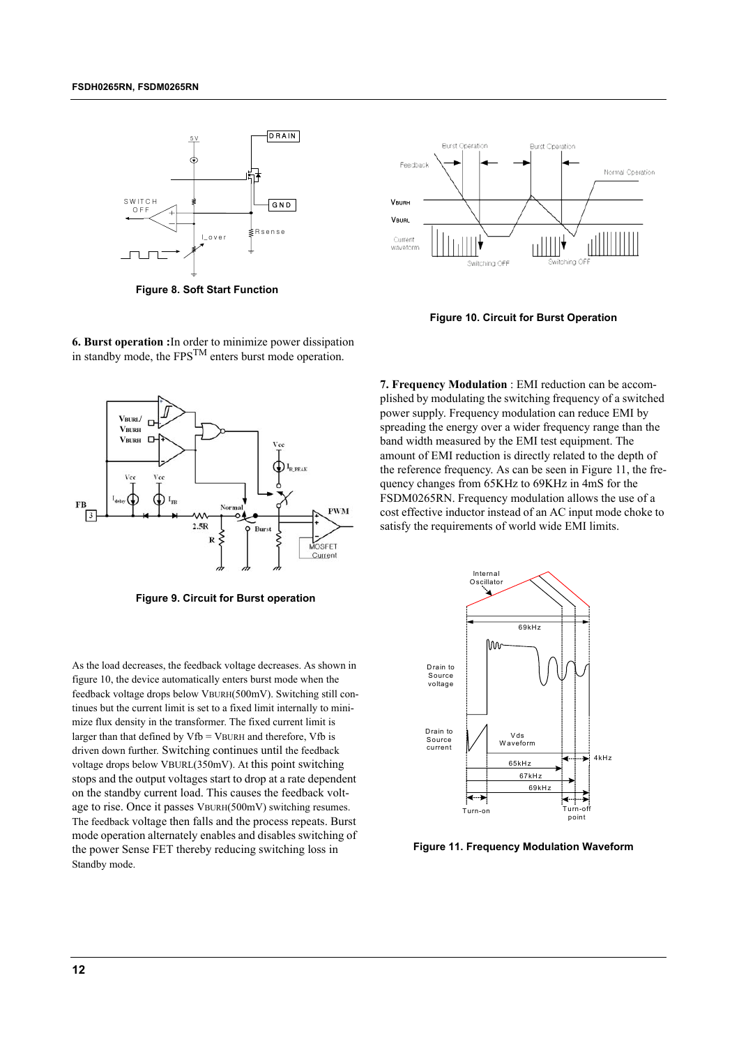Figure 8. Soft Start Function

Figure 10. Circuit for Burst Operation

**6. Burst operation :** In order to minimize power dissipation in standby mode, the FPS[TM] enters burst mode operation.

Figure 9. Circuit for Burst operation

As the load decreases, the feedback voltage decreases. As shown in figure 10, the device automatically enters burst mode when the feedback voltage drops below $V_{BURH}$(500mV). Switching still continues but the current limit is set to a fixed limit internally to minimize flux density in the transformer. The fixed current limit is larger than that defined by $V_{fb} = V_{BURH}$ and therefore, Vfb is driven down further. Switching continues until the feedback voltage drops below $V_{BURL}$(350mV). At this point switching stops and the output voltages start to drop at a rate dependent on the standby current load. This causes the feedback voltage to rise. Once it passes $V_{BURH}$(500mV) switching resumes. The feedback voltage then falls and the process repeats. Burst mode operation alternately enables and disables switching of the power Sense FET thereby reducing switching loss in Standby mode.

**7. Frequency Modulation** : EMI reduction can be accomplished by modulating the switching frequency of a switched power supply. Frequency modulation can reduce EMI by spreading the energy over a wider frequency range than the band width measured by the EMI test equipment. The amount of EMI reduction is directly related to the depth of the reference frequency. As can be seen in Figure 11, the frequency changes from 65KHz to 69KHz in 4mS for the FSDM0265RN. Frequency modulation allows the use of a cost effective inductor instead of an AC input mode choke to satisfy the requirements of world wide EMI limits.

Figure 11. Frequency Modulation Waveform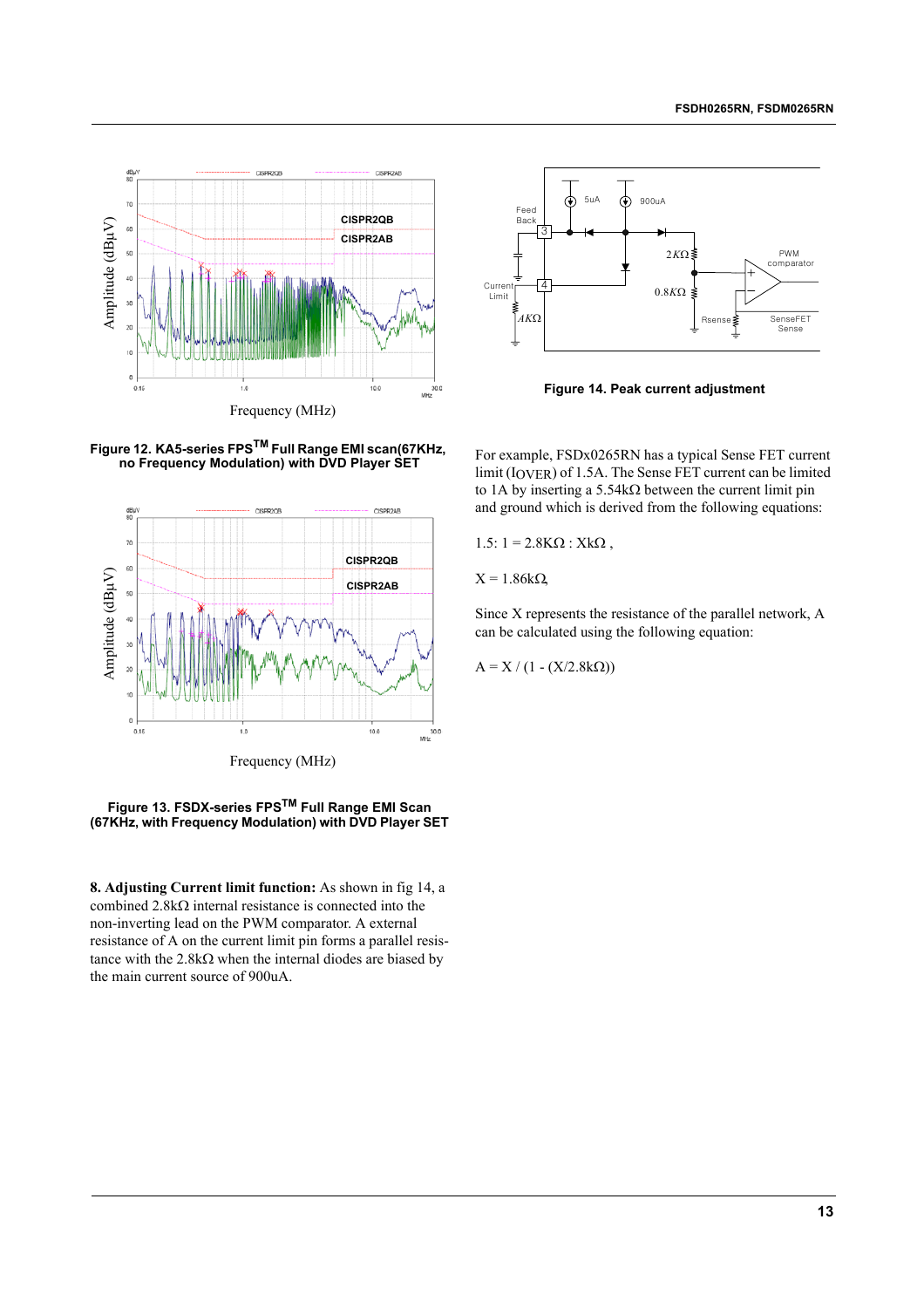Figure 12. KA5-series FPS[TM] Full Range EMI scan(67KHz, no Frequency Modulation) with DVD Player SET

Figure 13. FSDX-series FPS[TM] Full Range EMI Scan (67KHz, with Frequency Modulation) with DVD Player SET

**8. Adjusting Current limit function:** As shown in fig 14, a combined 2.8kΩ internal resistance is connected into the non-inverting lead on the PWM comparator. A external resistance of A on the current limit pin forms a parallel resistance with the 2.8kΩ when the internal diodes are biased by the main current source of 900uA.

Figure 14. Peak current adjustment

For example, FSDx0265RN has a typical Sense FET current limit ($I_{OVER}$) of 1.5A. The Sense FET current can be limited to 1A by inserting a 5.54kΩ between the current limit pin and ground which is derived from the following equations:

$1.5 : 1 = 2.8K\Omega : Xk\Omega$ ,

$X = 1.86k\Omega$,

Since X represents the resistance of the parallel network, A can be calculated using the following equation:

$A = X / (1 - (X/2.8k\Omega))$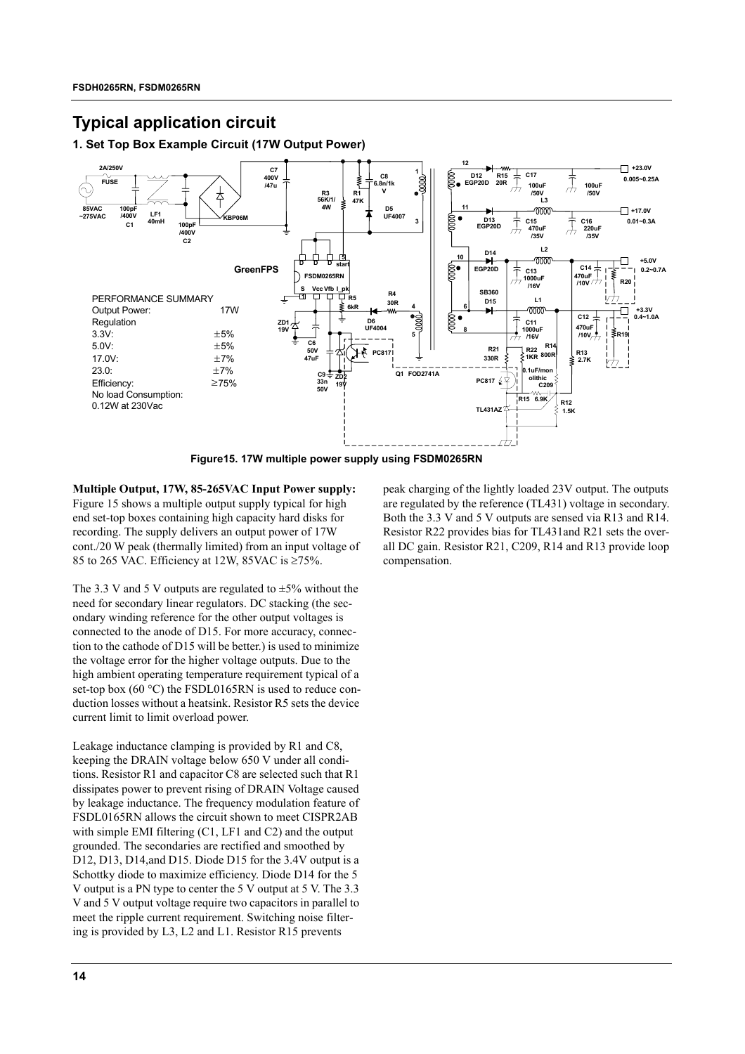## Typical application circuit

### 1. Set Top Box Example Circuit (17W Output Power)

PERFORMANCE SUMMARY

| | |
|---|---|
| Output Power: | 17W |
| Regulation | |
| 3.3V: | ±5% |
| 5.0V: | ±5% |
| 17.0V: | ±7% |
| 23.0: | ±7% |
| Efficiency: | ≥75% |
| No load Consumption: | |
| 0.12W at 230Vac | |

**Figure15. 17W multiple power supply using FSDM0265RN**

**Multiple Output, 17W, 85-265VAC Input Power supply:** Figure 15 shows a multiple output supply typical for high end set-top boxes containing high capacity hard disks for recording. The supply delivers an output power of 17W cont./20 W peak (thermally limited) from an input voltage of 85 to 265 VAC. Efficiency at 12W, 85VAC is ≥75%.

The 3.3 V and 5 V outputs are regulated to ±5% without the need for secondary linear regulators. DC stacking (the secondary winding reference for the other output voltages is connected to the anode of D15. For more accuracy, connection to the cathode of D15 will be better.) is used to minimize the voltage error for the higher voltage outputs. Due to the high ambient operating temperature requirement typical of a set-top box (60 °C) the FSDL0165RN is used to reduce conduction losses without a heatsink. Resistor R5 sets the device current limit to limit overload power.

Leakage inductance clamping is provided by R1 and C8, keeping the DRAIN voltage below 650 V under all conditions. Resistor R1 and capacitor C8 are selected such that R1 dissipates power to prevent rising of DRAIN Voltage caused by leakage inductance. The frequency modulation feature of FSDL0165RN allows the circuit shown to meet CISPR2AB with simple EMI filtering (C1, LF1 and C2) and the output grounded. The secondaries are rectified and smoothed by D12, D13, D14,and D15. Diode D15 for the 3.4V output is a Schottky diode to maximize efficiency. Diode D14 for the 5 V output is a PN type to center the 5 V output at 5 V. The 3.3 V and 5 V output voltage require two capacitors in parallel to meet the ripple current requirement. Switching noise filtering is provided by L3, L2 and L1. Resistor R15 prevents peak charging of the lightly loaded 23V output. The outputs are regulated by the reference (TL431) voltage in secondary. Both the 3.3 V and 5 V outputs are sensed via R13 and R14. Resistor R22 provides bias for TL431and R21 sets the overall DC gain. Resistor R21, C209, R14 and R13 provide loop compensation.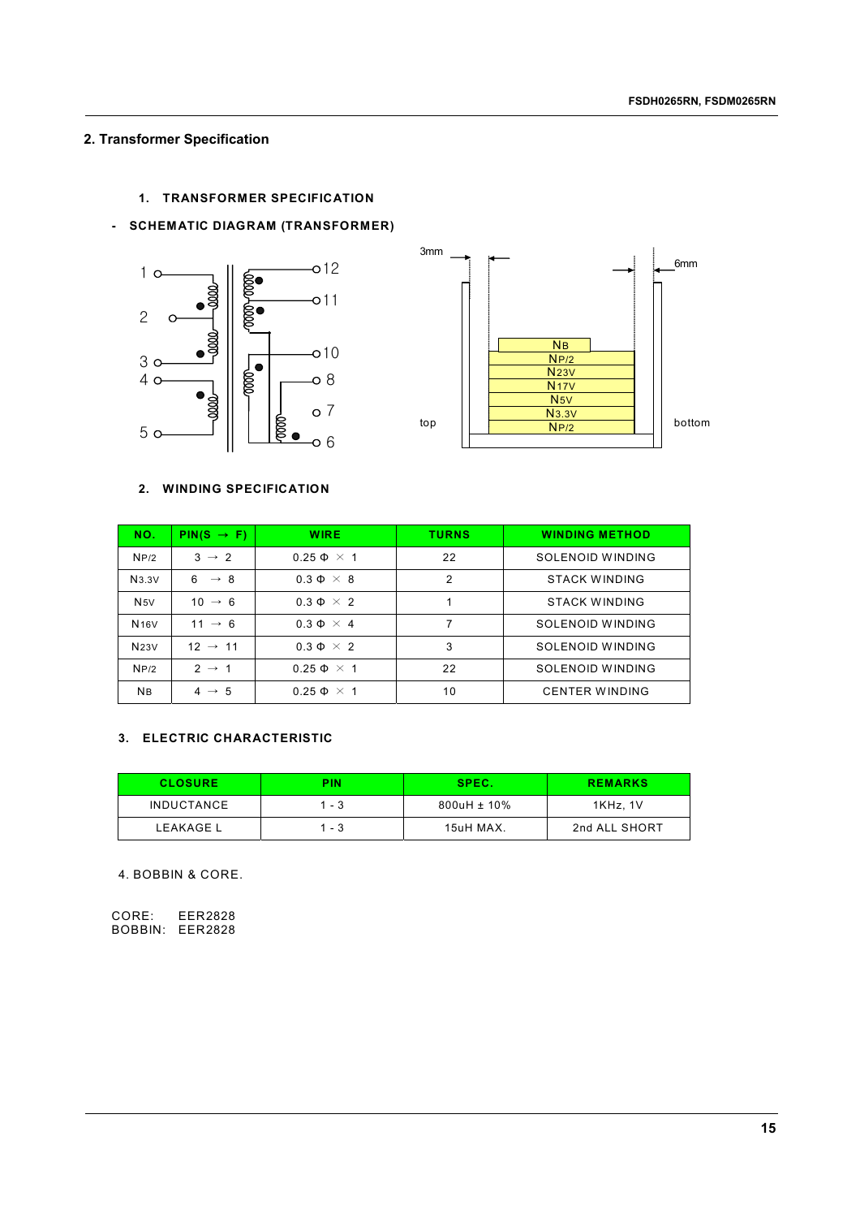## 2. Transformer Specification

### 1. TRANSFORMER SPECIFICATION

- SCHEMATIC DIAGRAM (TRANSFORMER)

### 2. WINDING SPECIFICATION

| NO. | PIN(S → F) | WIRE | TURNS | WINDING METHOD |
|---|---|---|---|---|
| NP/2 | 3 → 2 | 0.25 Φ × 1 | 22 | SOLENOID WINDING |
| N3.3V | 6 → 8 | 0.3 Φ × 8 | 2 | STACK WINDING |
| N5V | 10 → 6 | 0.3 Φ × 2 | 1 | STACK WINDING |
| N16V | 11 → 6 | 0.3 Φ × 4 | 7 | SOLENOID WINDING |
| N23V | 12 → 11 | 0.3 Φ × 2 | 3 | SOLENOID WINDING |
| NP/2 | 2 → 1 | 0.25 Φ × 1 | 22 | SOLENOID WINDING |
| NB | 4 → 5 | 0.25 Φ × 1 | 10 | CENTER WINDING |

### 3. ELECTRIC CHARACTERISTIC

| CLOSURE | PIN | SPEC. | REMARKS |
|---|---|---|---|
| INDUCTANCE | 1 - 3 | 800uH ± 10% | 1KHz, 1V |
| LEAKAGE L | 1 - 3 | 15uH MAX. | 2nd ALL SHORT |

4. BOBBIN & CORE.

CORE: EER2828
BOBBIN: EER2828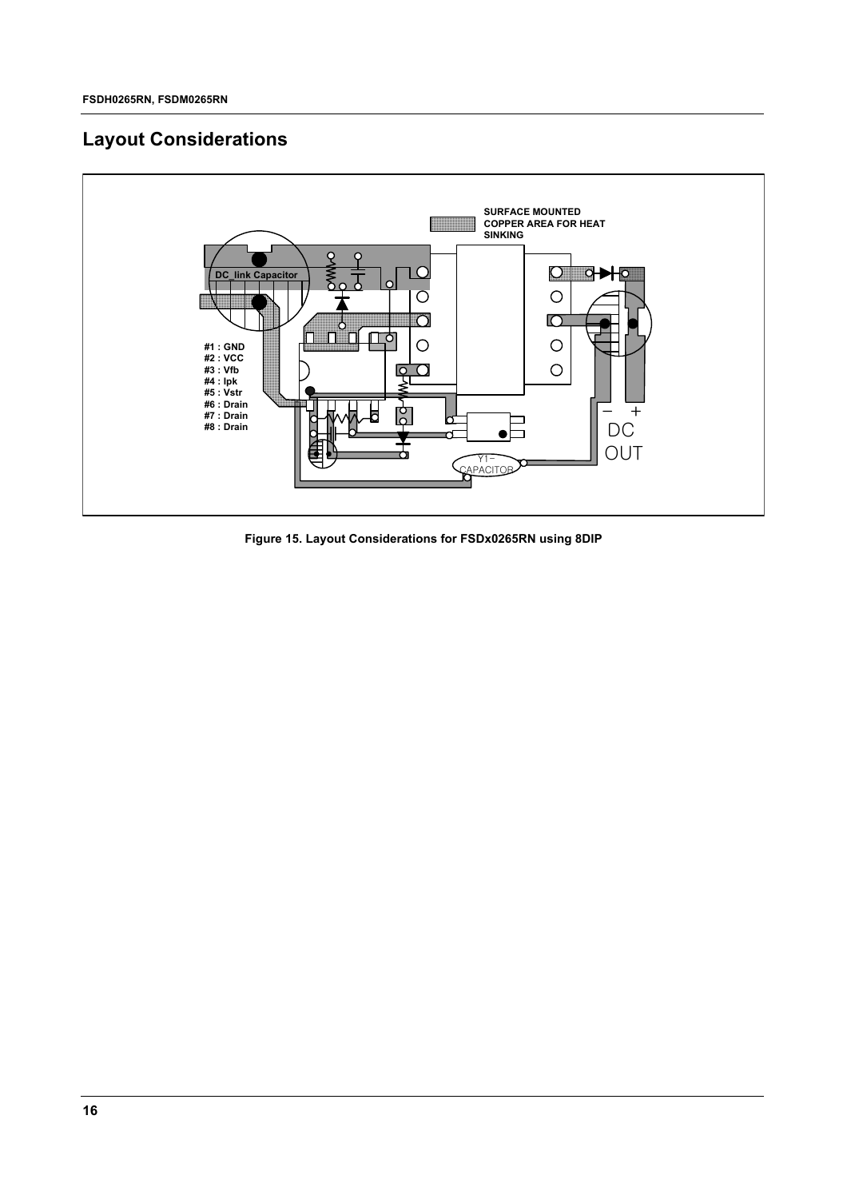## Layout Considerations

SURFACE MOUNTED COPPER AREA FOR HEAT SINKING

DC_link Capacitor

#1 : GND
#2 : VCC
#3 : Vfb
#4 : Ipk
#5 : Vstr
#6 : Drain
#7 : Drain
#8 : Drain

Y1-CAPACITOR

− + DC OUT

**Figure 15. Layout Considerations for FSDx0265RN using 8DIP**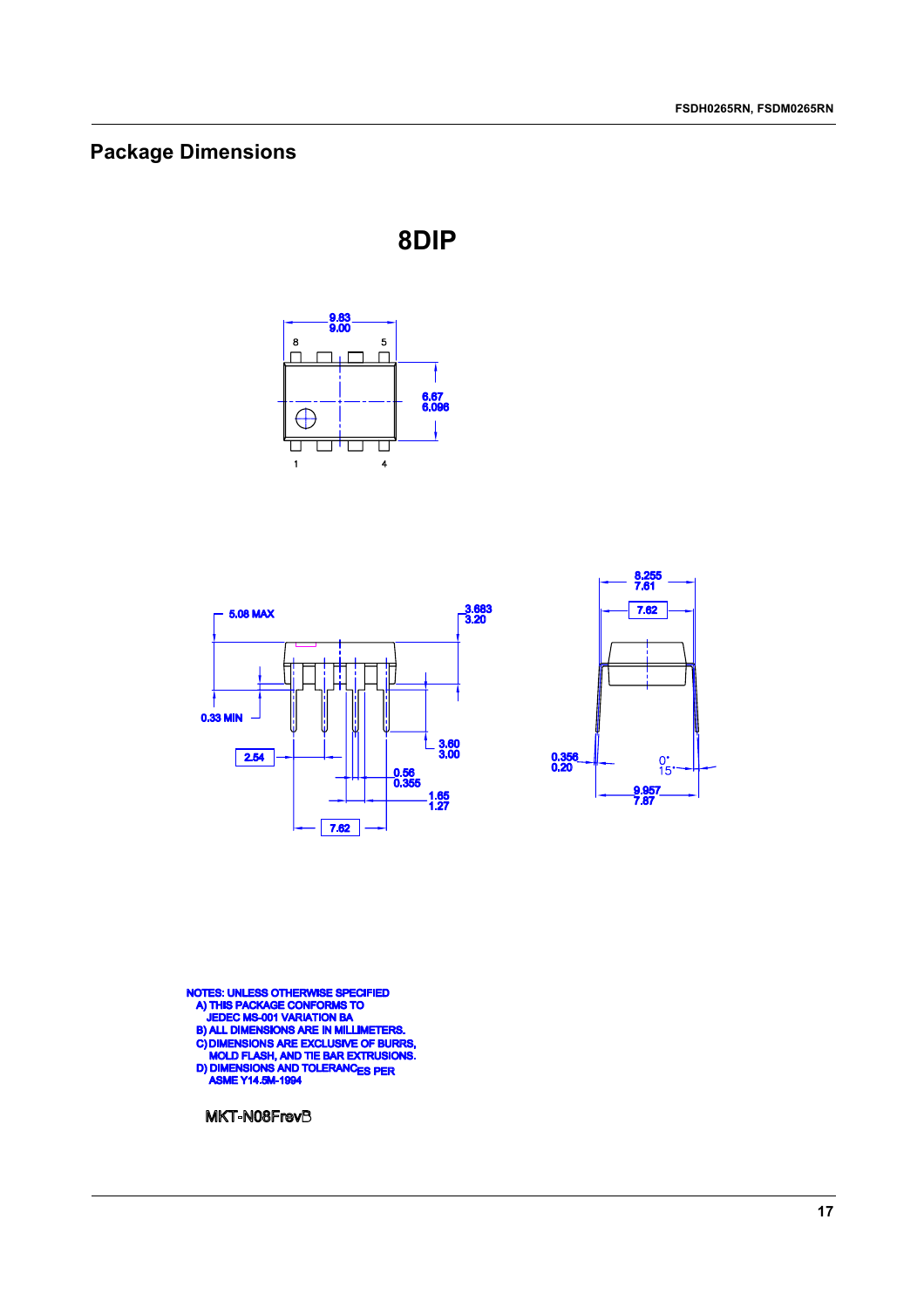## Package Dimensions

**8DIP**

NOTES: UNLESS OTHERWISE SPECIFIED

A) THIS PACKAGE CONFORMS TO JEDEC MS-001 VARIATION BA

B) ALL DIMENSIONS ARE IN MILLIMETERS.

C) DIMENSIONS ARE EXCLUSIVE OF BURRS, MOLD FLASH, AND TIE BAR EXTRUSIONS.

D) DIMENSIONS AND TOLERANCES PER ASME Y14.5M-1994

MKT-N08FrevB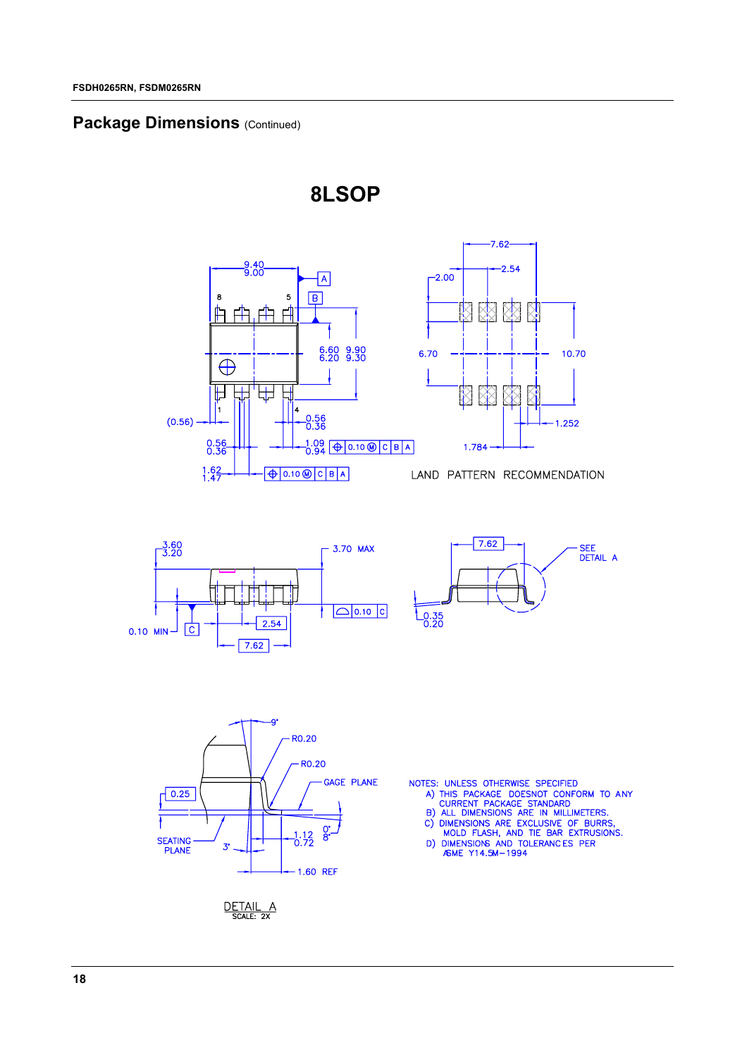## Package Dimensions (Continued)

### 8LSOP

LAND PATTERN RECOMMENDATION

DETAIL A
SCALE: 2X

NOTES: UNLESS OTHERWISE SPECIFIED

A) THIS PACKAGE DOESNOT CONFORM TO ANY CURRENT PACKAGE STANDARD

B) ALL DIMENSIONS ARE IN MILLIMETERS.

C) DIMENSIONS ARE EXCLUSIVE OF BURRS, MOLD FLASH, AND TIE BAR EXTRUSIONS.

D) DIMENSIONS AND TOLERANCES PER ASME Y14.5M−1994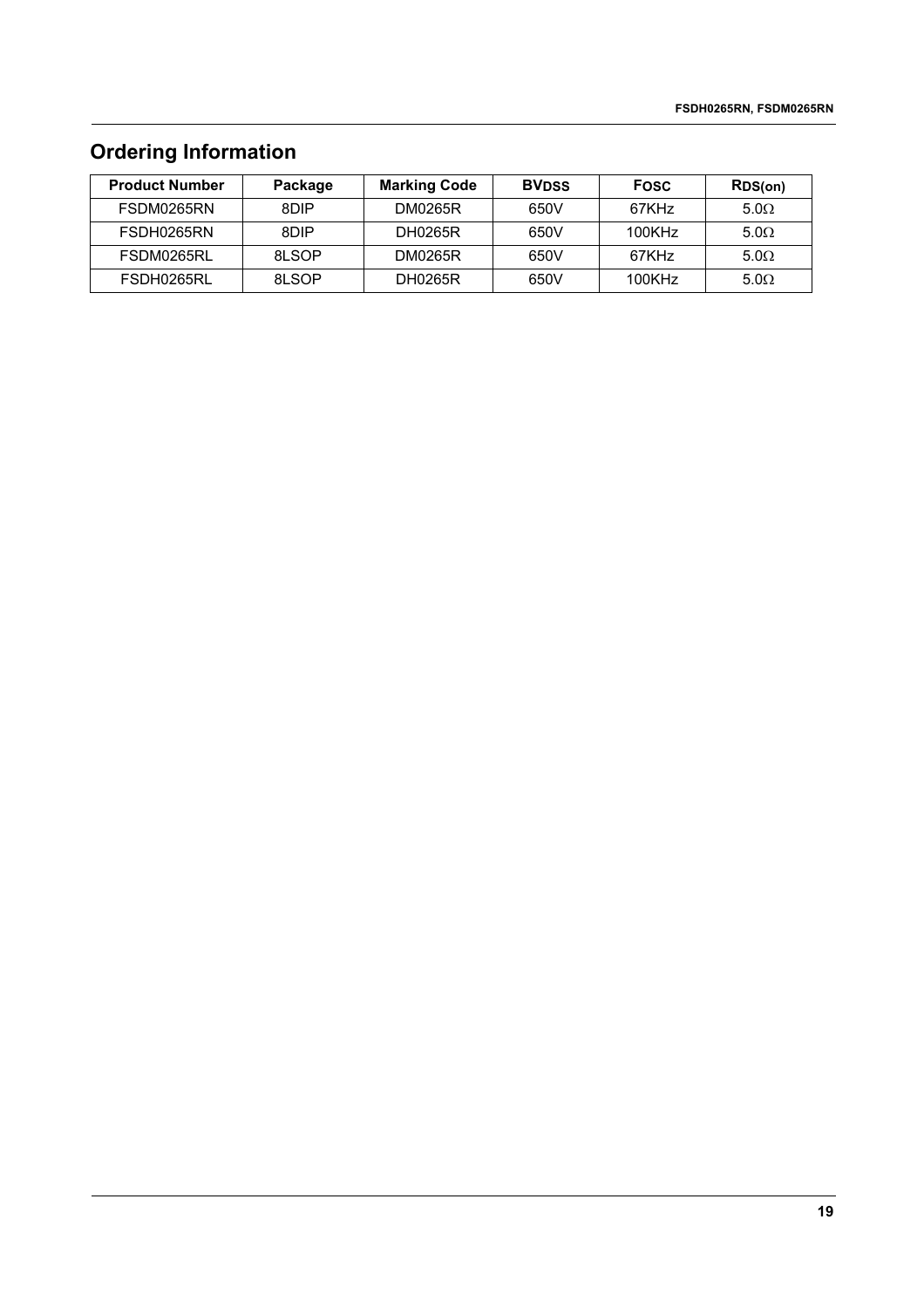## Ordering Information

| Product Number | Package | Marking Code | $BV_{DSS}$ | $F_{OSC}$ | $R_{DS(on)}$ |
|---|---|---|---|---|---|
| FSDM0265RN | 8DIP | DM0265R | 650V | 67KHz | 5.0Ω |
| FSDH0265RN | 8DIP | DH0265R | 650V | 100KHz | 5.0Ω |
| FSDM0265RL | 8LSOP | DM0265R | 650V | 67KHz | 5.0Ω |
| FSDH0265RL | 8LSOP | DH0265R | 650V | 100KHz | 5.0Ω |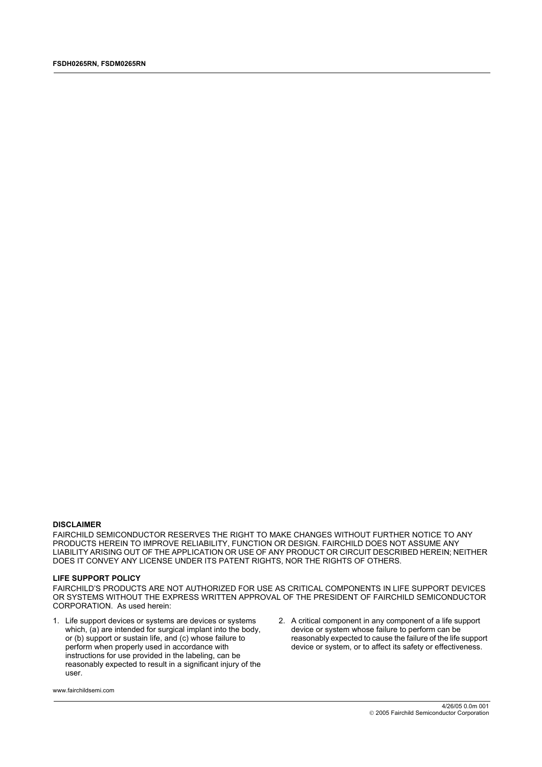**DISCLAIMER**

FAIRCHILD SEMICONDUCTOR RESERVES THE RIGHT TO MAKE CHANGES WITHOUT FURTHER NOTICE TO ANY PRODUCTS HEREIN TO IMPROVE RELIABILITY, FUNCTION OR DESIGN. FAIRCHILD DOES NOT ASSUME ANY LIABILITY ARISING OUT OF THE APPLICATION OR USE OF ANY PRODUCT OR CIRCUIT DESCRIBED HEREIN; NEITHER DOES IT CONVEY ANY LICENSE UNDER ITS PATENT RIGHTS, NOR THE RIGHTS OF OTHERS.

**LIFE SUPPORT POLICY**

FAIRCHILD'S PRODUCTS ARE NOT AUTHORIZED FOR USE AS CRITICAL COMPONENTS IN LIFE SUPPORT DEVICES OR SYSTEMS WITHOUT THE EXPRESS WRITTEN APPROVAL OF THE PRESIDENT OF FAIRCHILD SEMICONDUCTOR CORPORATION. As used herein:

1. Life support devices or systems are devices or systems which, (a) are intended for surgical implant into the body, or (b) support or sustain life, and (c) whose failure to perform when properly used in accordance with instructions for use provided in the labeling, can be reasonably expected to result in a significant injury of the user.
2. A critical component in any component of a life support device or system whose failure to perform can be reasonably expected to cause the failure of the life support device or system, or to affect its safety or effectiveness.

www.fairchildsemi.com

4/26/05 0.0m 001
© 2005 Fairchild Semiconductor Corporation